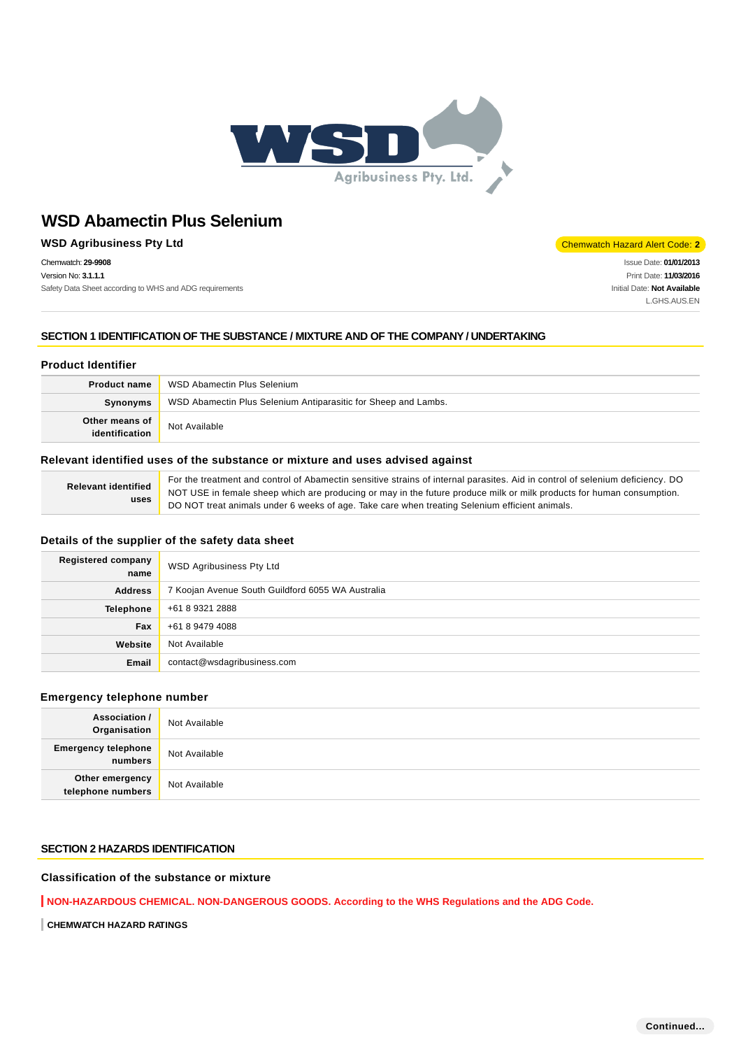# WSD Abamectin Plus Selenium

**WSD Agribusiness Pty Ltd**

Chemwatch Hazard Alert Code: **2**

Chemwatch: **29-9908**
Version No: **3.1.1.1**
Safety Data Sheet according to WHS and ADG requirements

Issue Date: **01/01/2013**
Print Date: **11/03/2016**
Initial Date: **Not Available**
L.GHS.AUS.EN

## SECTION 1 IDENTIFICATION OF THE SUBSTANCE / MIXTURE AND OF THE COMPANY / UNDERTAKING

### Product Identifier

| | |
|---|---|
| **Product name** | WSD Abamectin Plus Selenium |
| **Synonyms** | WSD Abamectin Plus Selenium Antiparasitic for Sheep and Lambs. |
| **Other means of identification** | Not Available |

### Relevant identified uses of the substance or mixture and uses advised against

| | |
|---|---|
| **Relevant identified uses** | For the treatment and control of Abamectin sensitive strains of internal parasites. Aid in control of selenium deficiency. DO NOT USE in female sheep which are producing or may in the future produce milk or milk products for human consumption. DO NOT treat animals under 6 weeks of age. Take care when treating Selenium efficient animals. |

### Details of the supplier of the safety data sheet

| | |
|---|---|
| **Registered company name** | WSD Agribusiness Pty Ltd |
| **Address** | 7 Koojan Avenue South Guildford 6055 WA Australia |
| **Telephone** | +61 8 9321 2888 |
| **Fax** | +61 8 9479 4088 |
| **Website** | Not Available |
| **Email** | contact@wsdagribusiness.com |

### Emergency telephone number

| | |
|---|---|
| **Association / Organisation** | Not Available |
| **Emergency telephone numbers** | Not Available |
| **Other emergency telephone numbers** | Not Available |

## SECTION 2 HAZARDS IDENTIFICATION

### Classification of the substance or mixture

**NON-HAZARDOUS CHEMICAL. NON-DANGEROUS GOODS. According to the WHS Regulations and the ADG Code.**

**CHEMWATCH HAZARD RATINGS**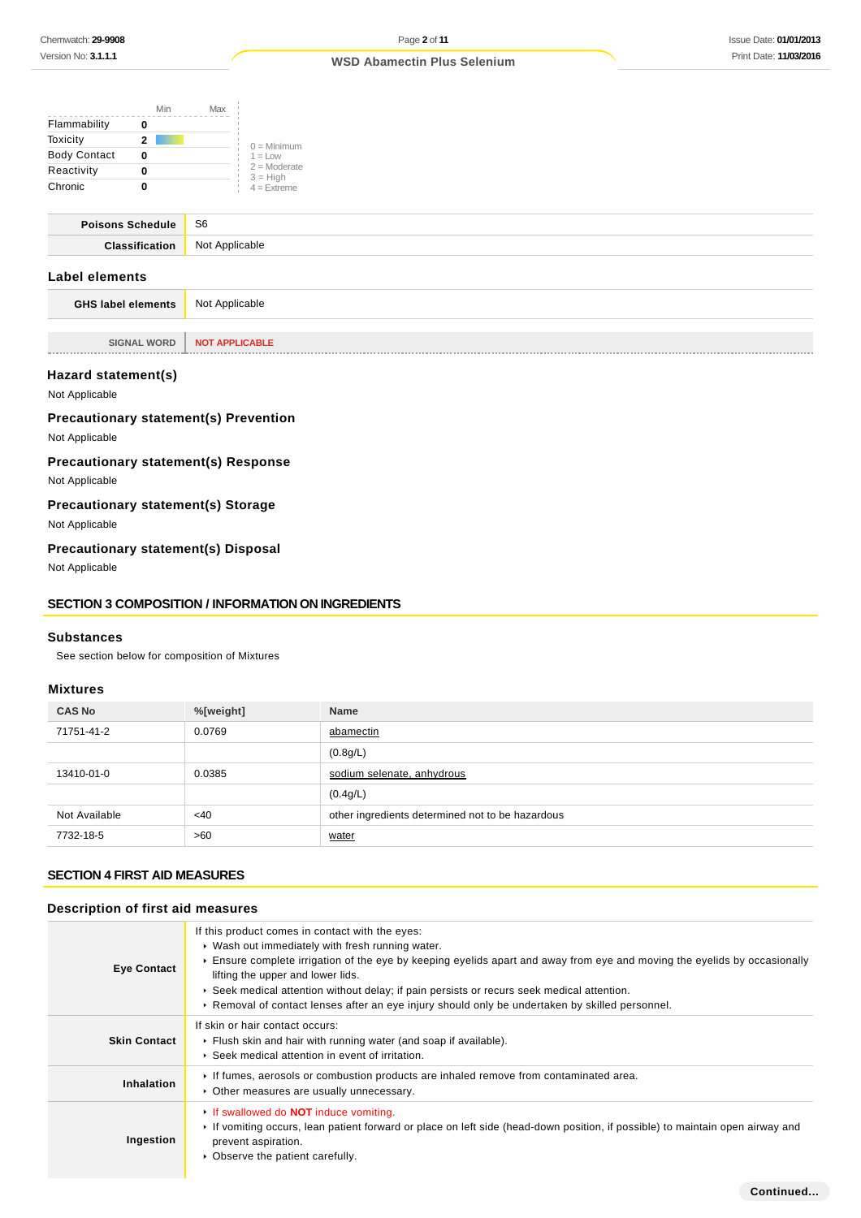| | Min | Max | |
|---|---|---|---|
| Flammability | 0 | | 0 = Minimum |
| Toxicity | 2 | | 1 = Low |
| Body Contact | 0 | | 2 = Moderate |
| Reactivity | 0 | | 3 = High |
| Chronic | 0 | | 4 = Extreme |

| | |
|---|---|
| **Poisons Schedule** | S6 |
| **Classification** | Not Applicable |

## Label elements

| | |
|---|---|
| **GHS label elements** | Not Applicable |

| | |
|---|---|
| SIGNAL WORD | NOT APPLICABLE |

### Hazard statement(s)

Not Applicable

### Precautionary statement(s) Prevention

Not Applicable

### Precautionary statement(s) Response

Not Applicable

### Precautionary statement(s) Storage

Not Applicable

### Precautionary statement(s) Disposal

Not Applicable

## SECTION 3 COMPOSITION / INFORMATION ON INGREDIENTS

### Substances

See section below for composition of Mixtures

### Mixtures

| CAS No | %[weight] | Name |
|---|---|---|
| 71751-41-2 | 0.0769 | abamectin |
| | | (0.8g/L) |
| 13410-01-0 | 0.0385 | sodium selenate, anhydrous |
| | | (0.4g/L) |
| Not Available | <40 | other ingredients determined not to be hazardous |
| 7732-18-5 | >60 | water |

## SECTION 4 FIRST AID MEASURES

### Description of first aid measures

| | |
|---|---|
| **Eye Contact** | If this product comes in contact with the eyes:<br>▸ Wash out immediately with fresh running water.<br>▸ Ensure complete irrigation of the eye by keeping eyelids apart and away from eye and moving the eyelids by occasionally lifting the upper and lower lids.<br>▸ Seek medical attention without delay; if pain persists or recurs seek medical attention.<br>▸ Removal of contact lenses after an eye injury should only be undertaken by skilled personnel. |
| **Skin Contact** | If skin or hair contact occurs:<br>▸ Flush skin and hair with running water (and soap if available).<br>▸ Seek medical attention in event of irritation. |
| **Inhalation** | ▸ If fumes, aerosols or combustion products are inhaled remove from contaminated area.<br>▸ Other measures are usually unnecessary. |
| **Ingestion** | ▸ If swallowed do **NOT** induce vomiting.<br>▸ If vomiting occurs, lean patient forward or place on left side (head-down position, if possible) to maintain open airway and prevent aspiration.<br>▸ Observe the patient carefully. |

Continued...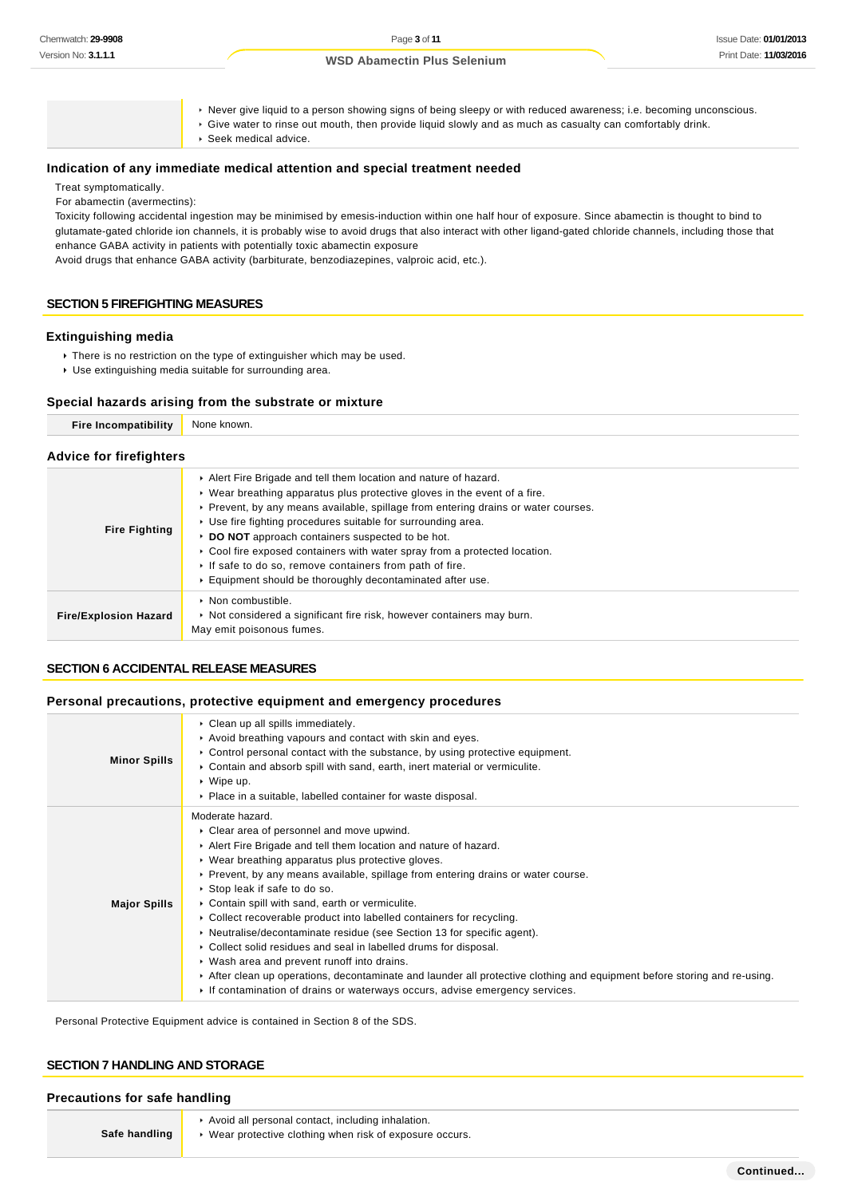|  |  |
|---|---|
|  | ‣ Never give liquid to a person showing signs of being sleepy or with reduced awareness; i.e. becoming unconscious.<br>‣ Give water to rinse out mouth, then provide liquid slowly and as much as casualty can comfortably drink.<br>‣ Seek medical advice. |

### Indication of any immediate medical attention and special treatment needed

Treat symptomatically.
For abamectin (avermectins):
Toxicity following accidental ingestion may be minimised by emesis-induction within one half hour of exposure. Since abamectin is thought to bind to glutamate-gated chloride ion channels, it is probably wise to avoid drugs that also interact with other ligand-gated chloride channels, including those that enhance GABA activity in patients with potentially toxic abamectin exposure
Avoid drugs that enhance GABA activity (barbiturate, benzodiazepines, valproic acid, etc.).

## SECTION 5 FIREFIGHTING MEASURES

### Extinguishing media

- There is no restriction on the type of extinguisher which may be used.
- Use extinguishing media suitable for surrounding area.

### Special hazards arising from the substrate or mixture

| **Fire Incompatibility** | None known. |
|---|---|

### Advice for firefighters

| | |
|---|---|
| **Fire Fighting** | ‣ Alert Fire Brigade and tell them location and nature of hazard.<br>‣ Wear breathing apparatus plus protective gloves in the event of a fire.<br>‣ Prevent, by any means available, spillage from entering drains or water courses.<br>‣ Use fire fighting procedures suitable for surrounding area.<br>‣ **DO NOT** approach containers suspected to be hot.<br>‣ Cool fire exposed containers with water spray from a protected location.<br>‣ If safe to do so, remove containers from path of fire.<br>‣ Equipment should be thoroughly decontaminated after use. |
| **Fire/Explosion Hazard** | ‣ Non combustible.<br>‣ Not considered a significant fire risk, however containers may burn.<br>May emit poisonous fumes. |

## SECTION 6 ACCIDENTAL RELEASE MEASURES

### Personal precautions, protective equipment and emergency procedures

| | |
|---|---|
| **Minor Spills** | ‣ Clean up all spills immediately.<br>‣ Avoid breathing vapours and contact with skin and eyes.<br>‣ Control personal contact with the substance, by using protective equipment.<br>‣ Contain and absorb spill with sand, earth, inert material or vermiculite.<br>‣ Wipe up.<br>‣ Place in a suitable, labelled container for waste disposal. |
| **Major Spills** | Moderate hazard.<br>‣ Clear area of personnel and move upwind.<br>‣ Alert Fire Brigade and tell them location and nature of hazard.<br>‣ Wear breathing apparatus plus protective gloves.<br>‣ Prevent, by any means available, spillage from entering drains or water course.<br>‣ Stop leak if safe to do so.<br>‣ Contain spill with sand, earth or vermiculite.<br>‣ Collect recoverable product into labelled containers for recycling.<br>‣ Neutralise/decontaminate residue (see Section 13 for specific agent).<br>‣ Collect solid residues and seal in labelled drums for disposal.<br>‣ Wash area and prevent runoff into drains.<br>‣ After clean up operations, decontaminate and launder all protective clothing and equipment before storing and re-using.<br>‣ If contamination of drains or waterways occurs, advise emergency services. |

Personal Protective Equipment advice is contained in Section 8 of the SDS.

## SECTION 7 HANDLING AND STORAGE

### Precautions for safe handling

| | |
|---|---|
| **Safe handling** | ‣ Avoid all personal contact, including inhalation.<br>‣ Wear protective clothing when risk of exposure occurs. |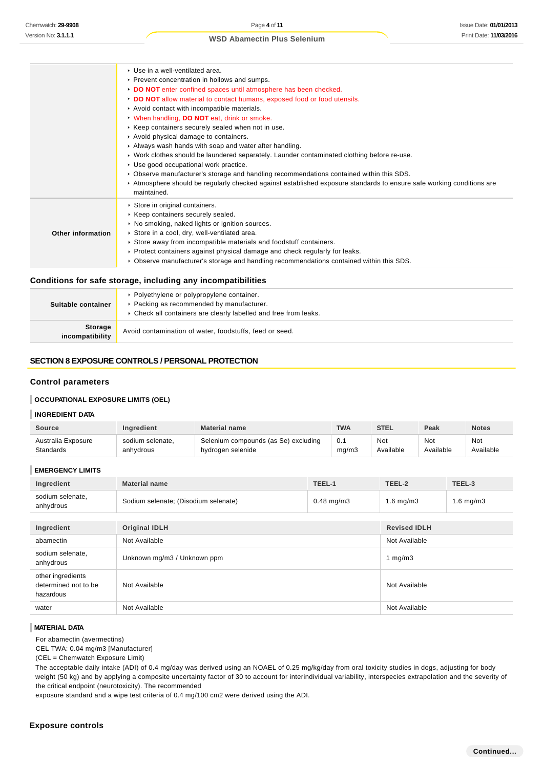| | |
|---|---|
| | - Use in a well-ventilated area.<br>- Prevent concentration in hollows and sumps.<br>- **DO NOT** enter confined spaces until atmosphere has been checked.<br>- **DO NOT** allow material to contact humans, exposed food or food utensils.<br>- Avoid contact with incompatible materials.<br>- When handling, **DO NOT** eat, drink or smoke.<br>- Keep containers securely sealed when not in use.<br>- Avoid physical damage to containers.<br>- Always wash hands with soap and water after handling.<br>- Work clothes should be laundered separately. Launder contaminated clothing before re-use.<br>- Use good occupational work practice.<br>- Observe manufacturer's storage and handling recommendations contained within this SDS.<br>- Atmosphere should be regularly checked against established exposure standards to ensure safe working conditions are maintained. |
| **Other information** | - Store in original containers.<br>- Keep containers securely sealed.<br>- No smoking, naked lights or ignition sources.<br>- Store in a cool, dry, well-ventilated area.<br>- Store away from incompatible materials and foodstuff containers.<br>- Protect containers against physical damage and check regularly for leaks.<br>- Observe manufacturer's storage and handling recommendations contained within this SDS. |

## Conditions for safe storage, including any incompatibilities

| | |
|---|---|
| **Suitable container** | - Polyethylene or polypropylene container.<br>- Packing as recommended by manufacturer.<br>- Check all containers are clearly labelled and free from leaks. |
| **Storage incompatibility** | Avoid contamination of water, foodstuffs, feed or seed. |

# SECTION 8 EXPOSURE CONTROLS / PERSONAL PROTECTION

## Control parameters

### OCCUPATIONAL EXPOSURE LIMITS (OEL)

### INGREDIENT DATA

| Source | Ingredient | Material name | TWA | STEL | Peak | Notes |
|---|---|---|---|---|---|---|
| Australia Exposure Standards | sodium selenate, anhydrous | Selenium compounds (as Se) excluding hydrogen selenide | 0.1 mg/m3 | Not Available | Not Available | Not Available |

### EMERGENCY LIMITS

| Ingredient | Material name | TEEL-1 | TEEL-2 | TEEL-3 |
|---|---|---|---|---|
| sodium selenate, anhydrous | Sodium selenate; (Disodium selenate) | 0.48 mg/m3 | 1.6 mg/m3 | 1.6 mg/m3 |

| Ingredient | Original IDLH | Revised IDLH |
|---|---|---|
| abamectin | Not Available | Not Available |
| sodium selenate, anhydrous | Unknown mg/m3 / Unknown ppm | 1 mg/m3 |
| other ingredients determined not to be hazardous | Not Available | Not Available |
| water | Not Available | Not Available |

### MATERIAL DATA

For abamectin (avermectins)
CEL TWA: 0.04 mg/m3 [Manufacturer]
(CEL = Chemwatch Exposure Limit)
The acceptable daily intake (ADI) of 0.4 mg/day was derived using an NOAEL of 0.25 mg/kg/day from oral toxicity studies in dogs, adjusting for body weight (50 kg) and by applying a composite uncertainty factor of 30 to account for interindividual variability, interspecies extrapolation and the severity of the critical endpoint (neurotoxicity). The recommended
exposure standard and a wipe test criteria of 0.4 mg/100 cm2 were derived using the ADI.

## Exposure controls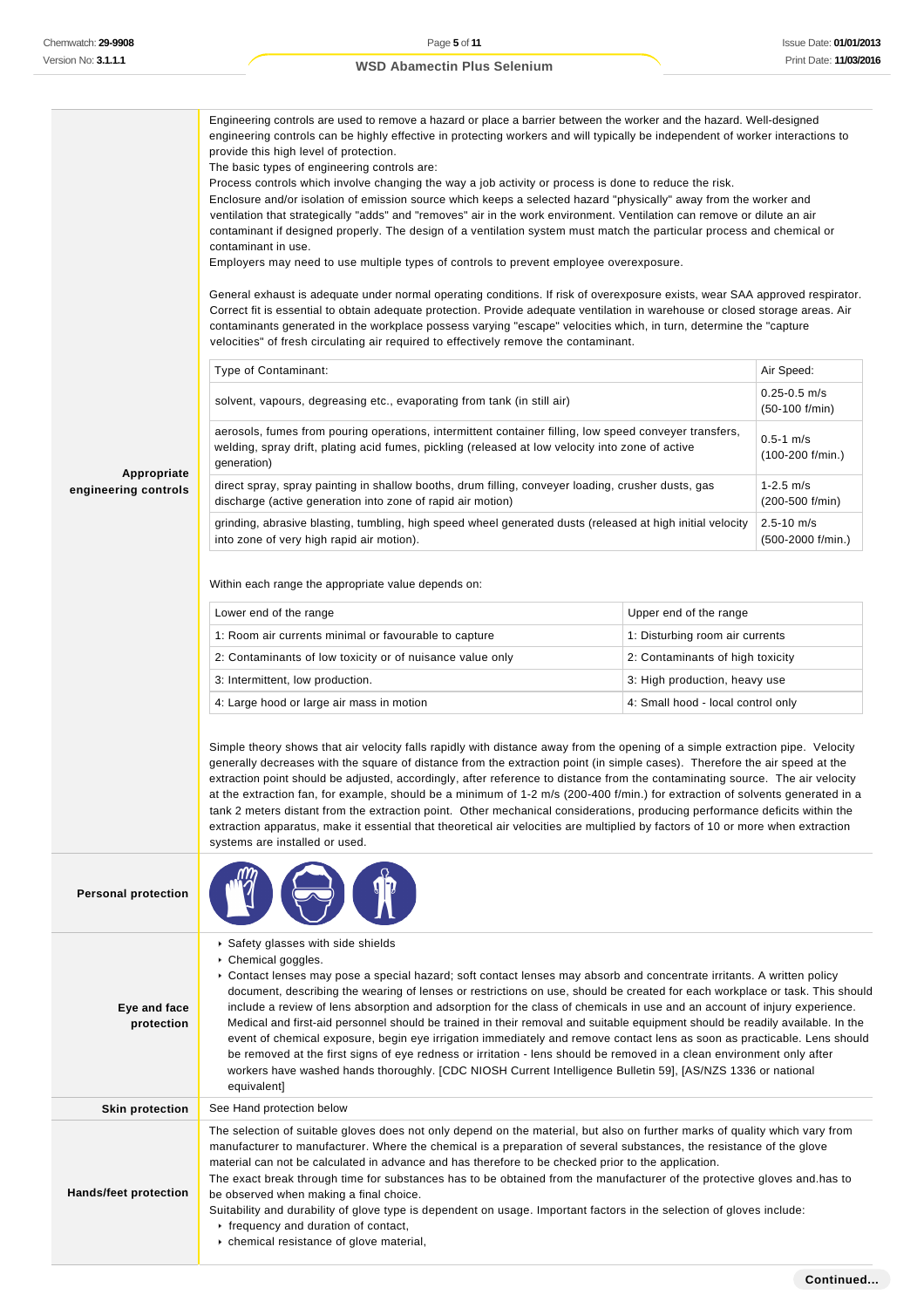**Appropriate engineering controls**

Engineering controls are used to remove a hazard or place a barrier between the worker and the hazard. Well-designed engineering controls can be highly effective in protecting workers and will typically be independent of worker interactions to provide this high level of protection.
The basic types of engineering controls are:
Process controls which involve changing the way a job activity or process is done to reduce the risk.
Enclosure and/or isolation of emission source which keeps a selected hazard "physically" away from the worker and ventilation that strategically "adds" and "removes" air in the work environment. Ventilation can remove or dilute an air contaminant if designed properly. The design of a ventilation system must match the particular process and chemical or contaminant in use.
Employers may need to use multiple types of controls to prevent employee overexposure.

General exhaust is adequate under normal operating conditions. If risk of overexposure exists, wear SAA approved respirator. Correct fit is essential to obtain adequate protection. Provide adequate ventilation in warehouse or closed storage areas. Air contaminants generated in the workplace possess varying "escape" velocities which, in turn, determine the "capture velocities" of fresh circulating air required to effectively remove the contaminant.

| Type of Contaminant: | Air Speed: |
|---|---|
| solvent, vapours, degreasing etc., evaporating from tank (in still air) | 0.25-0.5 m/s (50-100 f/min) |
| aerosols, fumes from pouring operations, intermittent container filling, low speed conveyer transfers, welding, spray drift, plating acid fumes, pickling (released at low velocity into zone of active generation) | 0.5-1 m/s (100-200 f/min.) |
| direct spray, spray painting in shallow booths, drum filling, conveyer loading, crusher dusts, gas discharge (active generation into zone of rapid air motion) | 1-2.5 m/s (200-500 f/min) |
| grinding, abrasive blasting, tumbling, high speed wheel generated dusts (released at high initial velocity into zone of very high rapid air motion). | 2.5-10 m/s (500-2000 f/min.) |

Within each range the appropriate value depends on:

| Lower end of the range | Upper end of the range |
|---|---|
| 1: Room air currents minimal or favourable to capture | 1: Disturbing room air currents |
| 2: Contaminants of low toxicity or of nuisance value only | 2: Contaminants of high toxicity |
| 3: Intermittent, low production. | 3: High production, heavy use |
| 4: Large hood or large air mass in motion | 4: Small hood - local control only |

Simple theory shows that air velocity falls rapidly with distance away from the opening of a simple extraction pipe. Velocity generally decreases with the square of distance from the extraction point (in simple cases). Therefore the air speed at the extraction point should be adjusted, accordingly, after reference to distance from the contaminating source. The air velocity at the extraction fan, for example, should be a minimum of 1-2 m/s (200-400 f/min.) for extraction of solvents generated in a tank 2 meters distant from the extraction point. Other mechanical considerations, producing performance deficits within the extraction apparatus, make it essential that theoretical air velocities are multiplied by factors of 10 or more when extraction systems are installed or used.

**Personal protection**

**Eye and face protection**

- Safety glasses with side shields
- Chemical goggles.
- Contact lenses may pose a special hazard; soft contact lenses may absorb and concentrate irritants. A written policy document, describing the wearing of lenses or restrictions on use, should be created for each workplace or task. This should include a review of lens absorption and adsorption for the class of chemicals in use and an account of injury experience. Medical and first-aid personnel should be trained in their removal and suitable equipment should be readily available. In the event of chemical exposure, begin eye irrigation immediately and remove contact lens as soon as practicable. Lens should be removed at the first signs of eye redness or irritation - lens should be removed in a clean environment only after workers have washed hands thoroughly. [CDC NIOSH Current Intelligence Bulletin 59], [AS/NZS 1336 or national equivalent]

**Skin protection**

See Hand protection below

**Hands/feet protection**

The selection of suitable gloves does not only depend on the material, but also on further marks of quality which vary from manufacturer to manufacturer. Where the chemical is a preparation of several substances, the resistance of the glove material can not be calculated in advance and has therefore to be checked prior to the application.
The exact break through time for substances has to be obtained from the manufacturer of the protective gloves and.has to be observed when making a final choice.
Suitability and durability of glove type is dependent on usage. Important factors in the selection of gloves include:

- frequency and duration of contact,
- chemical resistance of glove material,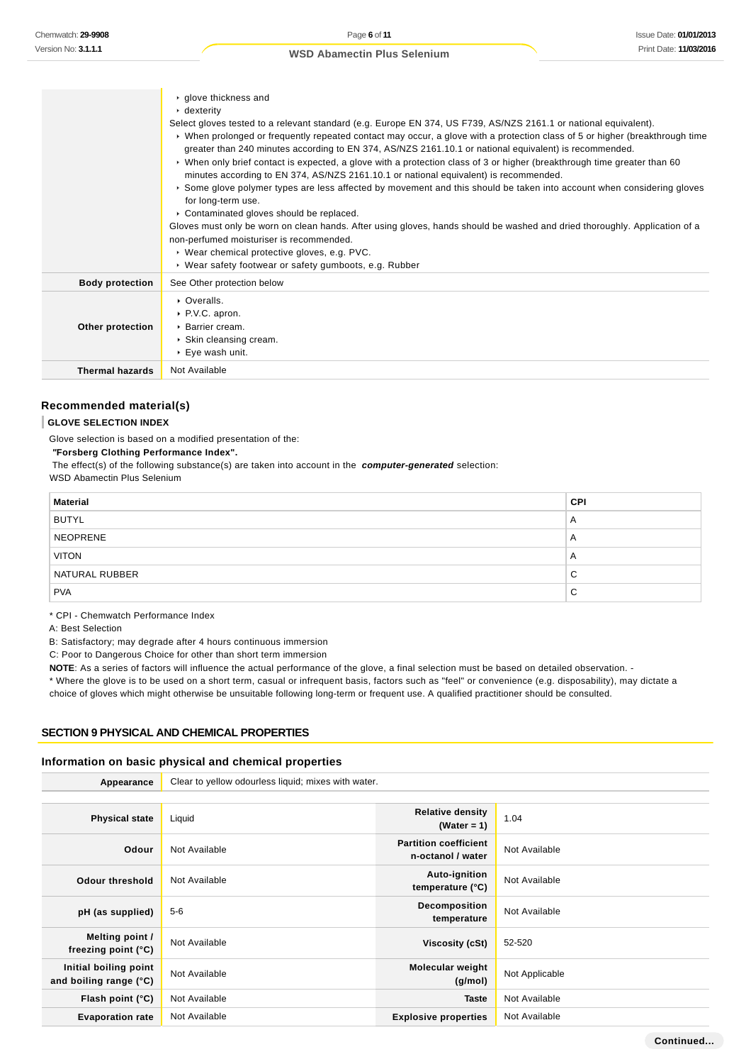| | |
|---|---|
| | - glove thickness and<br>- dexterity<br>Select gloves tested to a relevant standard (e.g. Europe EN 374, US F739, AS/NZS 2161.1 or national equivalent).<br>- When prolonged or frequently repeated contact may occur, a glove with a protection class of 5 or higher (breakthrough time greater than 240 minutes according to EN 374, AS/NZS 2161.10.1 or national equivalent) is recommended.<br>- When only brief contact is expected, a glove with a protection class of 3 or higher (breakthrough time greater than 60 minutes according to EN 374, AS/NZS 2161.10.1 or national equivalent) is recommended.<br>- Some glove polymer types are less affected by movement and this should be taken into account when considering gloves for long-term use.<br>- Contaminated gloves should be replaced.<br>Gloves must only be worn on clean hands. After using gloves, hands should be washed and dried thoroughly. Application of a non-perfumed moisturiser is recommended.<br>- Wear chemical protective gloves, e.g. PVC.<br>- Wear safety footwear or safety gumboots, e.g. Rubber |
| **Body protection** | See Other protection below |
| **Other protection** | - Overalls.<br>- P.V.C. apron.<br>- Barrier cream.<br>- Skin cleansing cream.<br>- Eye wash unit. |
| **Thermal hazards** | Not Available |

### Recommended material(s)

**GLOVE SELECTION INDEX**

Glove selection is based on a modified presentation of the:

***"Forsberg Clothing Performance Index".***

The effect(s) of the following substance(s) are taken into account in the ***computer-generated*** selection:

WSD Abamectin Plus Selenium

| Material | CPI |
|---|---|
| BUTYL | A |
| NEOPRENE | A |
| VITON | A |
| NATURAL RUBBER | C |
| PVA | C |

* CPI - Chemwatch Performance Index

A: Best Selection

B: Satisfactory; may degrade after 4 hours continuous immersion

C: Poor to Dangerous Choice for other than short term immersion

**NOTE**: As a series of factors will influence the actual performance of the glove, a final selection must be based on detailed observation. -

* Where the glove is to be used on a short term, casual or infrequent basis, factors such as "feel" or convenience (e.g. disposability), may dictate a choice of gloves which might otherwise be unsuitable following long-term or frequent use. A qualified practitioner should be consulted.

## SECTION 9 PHYSICAL AND CHEMICAL PROPERTIES

### Information on basic physical and chemical properties

| | |
|---|---|
| **Appearance** | Clear to yellow odourless liquid; mixes with water. |

| | | | |
|---|---|---|---|
| **Physical state** | Liquid | **Relative density (Water = 1)** | 1.04 |
| **Odour** | Not Available | **Partition coefficient n-octanol / water** | Not Available |
| **Odour threshold** | Not Available | **Auto-ignition temperature (°C)** | Not Available |
| **pH (as supplied)** | 5-6 | **Decomposition temperature** | Not Available |
| **Melting point / freezing point (°C)** | Not Available | **Viscosity (cSt)** | 52-520 |
| **Initial boiling point and boiling range (°C)** | Not Available | **Molecular weight (g/mol)** | Not Applicable |
| **Flash point (°C)** | Not Available | **Taste** | Not Available |
| **Evaporation rate** | Not Available | **Explosive properties** | Not Available |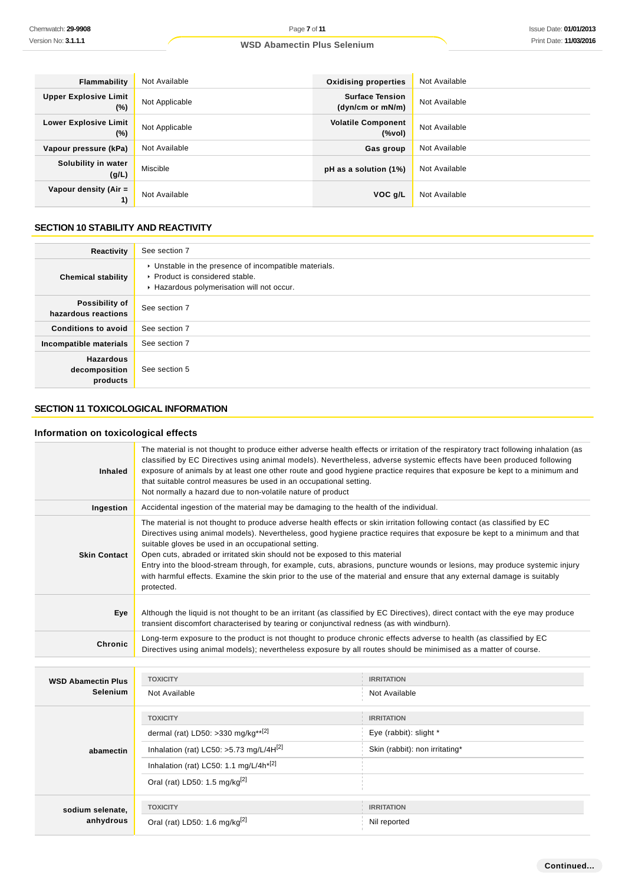| | | | |
|---|---|---|---|
| **Flammability** | Not Available | **Oxidising properties** | Not Available |
| **Upper Explosive Limit (%)** | Not Applicable | **Surface Tension (dyn/cm or mN/m)** | Not Available |
| **Lower Explosive Limit (%)** | Not Applicable | **Volatile Component (%vol)** | Not Available |
| **Vapour pressure (kPa)** | Not Available | **Gas group** | Not Available |
| **Solubility in water (g/L)** | Miscible | **pH as a solution (1%)** | Not Available |
| **Vapour density (Air = 1)** | Not Available | **VOC g/L** | Not Available |

## SECTION 10 STABILITY AND REACTIVITY

| | |
|---|---|
| **Reactivity** | See section 7 |
| **Chemical stability** | ▸ Unstable in the presence of incompatible materials.<br>▸ Product is considered stable.<br>▸ Hazardous polymerisation will not occur. |
| **Possibility of hazardous reactions** | See section 7 |
| **Conditions to avoid** | See section 7 |
| **Incompatible materials** | See section 7 |
| **Hazardous decomposition products** | See section 5 |

## SECTION 11 TOXICOLOGICAL INFORMATION

### Information on toxicological effects

| | |
|---|---|
| **Inhaled** | The material is not thought to produce either adverse health effects or irritation of the respiratory tract following inhalation (as classified by EC Directives using animal models). Nevertheless, adverse systemic effects have been produced following exposure of animals by at least one other route and good hygiene practice requires that exposure be kept to a minimum and that suitable control measures be used in an occupational setting.<br>Not normally a hazard due to non-volatile nature of product |
| **Ingestion** | Accidental ingestion of the material may be damaging to the health of the individual. |
| **Skin Contact** | The material is not thought to produce adverse health effects or skin irritation following contact (as classified by EC Directives using animal models). Nevertheless, good hygiene practice requires that exposure be kept to a minimum and that suitable gloves be used in an occupational setting.<br>Open cuts, abraded or irritated skin should not be exposed to this material<br>Entry into the blood-stream through, for example, cuts, abrasions, puncture wounds or lesions, may produce systemic injury with harmful effects. Examine the skin prior to the use of the material and ensure that any external damage is suitably protected. |
| **Eye** | Although the liquid is not thought to be an irritant (as classified by EC Directives), direct contact with the eye may produce transient discomfort characterised by tearing or conjunctival redness (as with windburn). |
| **Chronic** | Long-term exposure to the product is not thought to produce chronic effects adverse to health (as classified by EC Directives using animal models); nevertheless exposure by all routes should be minimised as a matter of course. |

| | TOXICITY | IRRITATION |
|---|---|---|
| **WSD Abamectin Plus Selenium** | Not Available | Not Available |
| **abamectin** | dermal (rat) LD50: >330 mg/kg**[2] | Eye (rabbit): slight * |
| | Inhalation (rat) LC50: >5.73 mg/L/4H[2] | Skin (rabbit): non irritating* |
| | Inhalation (rat) LC50: 1.1 mg/L/4h*[2] | |
| | Oral (rat) LD50: 1.5 mg/kg[2] | |
| **sodium selenate, anhydrous** | Oral (rat) LD50: 1.6 mg/kg[2] | Nil reported |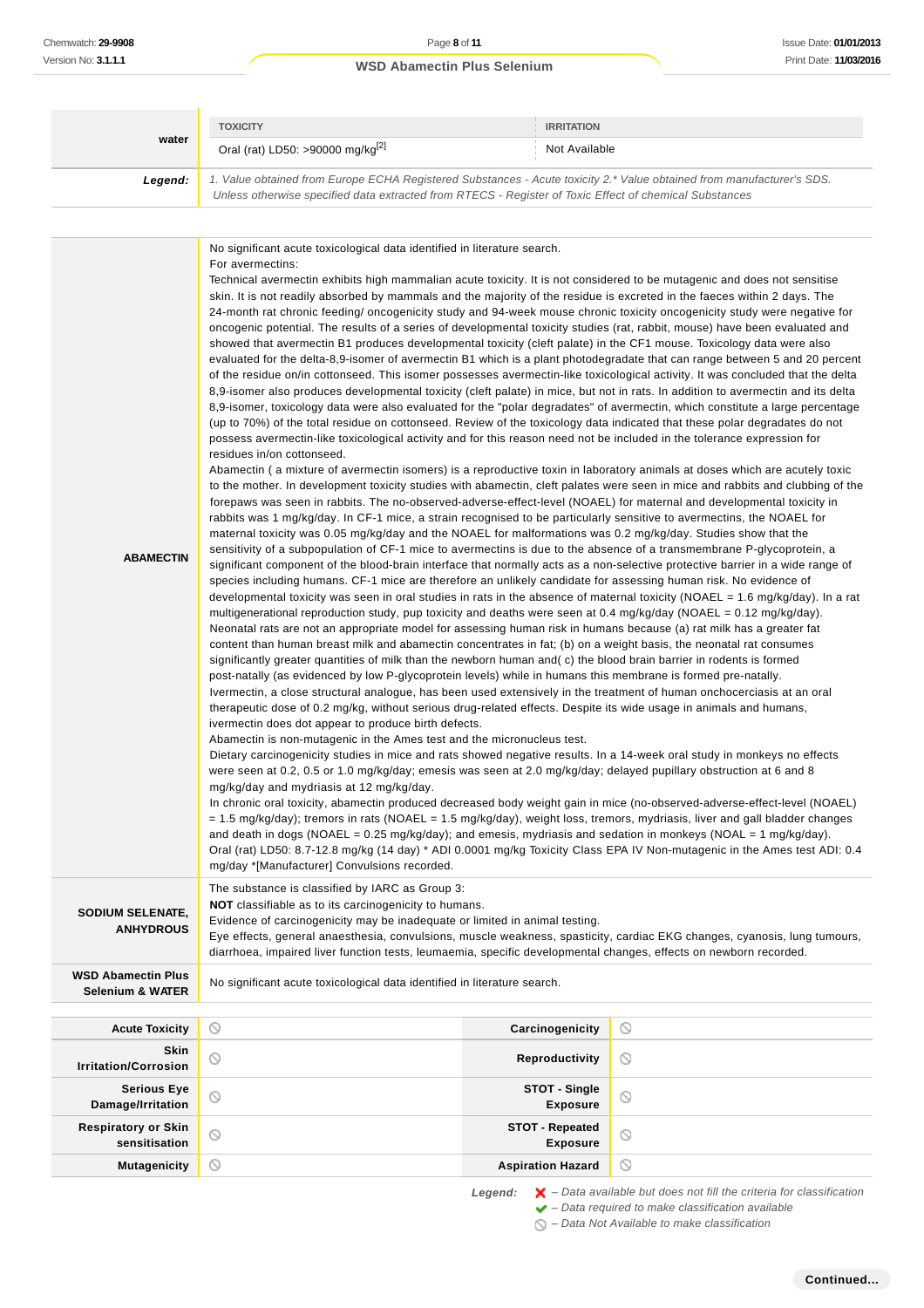| water | TOXICITY | IRRITATION |
|---|---|---|
| | Oral (rat) LD50: >90000 mg/kg[2] | Not Available |
| ***Legend:*** | *1. Value obtained from Europe ECHA Registered Substances - Acute toxicity 2.* Value obtained from manufacturer's SDS. Unless otherwise specified data extracted from RTECS - Register of Toxic Effect of chemical Substances* | |

| | |
|---|---|
| **ABAMECTIN** | No significant acute toxicological data identified in literature search.<br>For avermectins:<br>Technical avermectin exhibits high mammalian acute toxicity. It is not considered to be mutagenic and does not sensitise skin. It is not readily absorbed by mammals and the majority of the residue is excreted in the faeces within 2 days. The 24-month rat chronic feeding/ oncogenicity study and 94-week mouse chronic toxicity oncogenicity study were negative for oncogenic potential. The results of a series of developmental toxicity studies (rat, rabbit, mouse) have been evaluated and showed that avermectin B1 produces developmental toxicity (cleft palate) in the CF1 mouse. Toxicology data were also evaluated for the delta-8,9-isomer of avermectin B1 which is a plant photodegradate that can range between 5 and 20 percent of the residue on/in cottonseed. This isomer possesses avermectin-like toxicological activity. It was concluded that the delta 8,9-isomer also produces developmental toxicity (cleft palate) in mice, but not in rats. In addition to avermectin and its delta 8,9-isomer, toxicology data were also evaluated for the "polar degradates" of avermectin, which constitute a large percentage (up to 70%) of the total residue on cottonseed. Review of the toxicology data indicated that these polar degradates do not possess avermectin-like toxicological activity and for this reason need not be included in the tolerance expression for residues in/on cottonseed.<br>Abamectin ( a mixture of avermectin isomers) is a reproductive toxin in laboratory animals at doses which are acutely toxic to the mother. In development toxicity studies with abamectin, cleft palates were seen in mice and rabbits and clubbing of the forepaws was seen in rabbits. The no-observed-adverse-effect-level (NOAEL) for maternal and developmental toxicity in rabbits was 1 mg/kg/day. In CF-1 mice, a strain recognised to be particularly sensitive to avermectins, the NOAEL for maternal toxicity was 0.05 mg/kg/day and the NOAEL for malformations was 0.2 mg/kg/day. Studies show that the sensitivity of a subpopulation of CF-1 mice to avermectins is due to the absence of a transmembrane P-glycoprotein, a significant component of the blood-brain interface that normally acts as a non-selective protective barrier in a wide range of species including humans. CF-1 mice are therefore an unlikely candidate for assessing human risk. No evidence of developmental toxicity was seen in oral studies in rats in the absence of maternal toxicity (NOAEL = 1.6 mg/kg/day). In a rat multigenerational reproduction study, pup toxicity and deaths were seen at 0.4 mg/kg/day (NOAEL = 0.12 mg/kg/day).<br>Neonatal rats are not an appropriate model for assessing human risk in humans because (a) rat milk has a greater fat content than human breast milk and abamectin concentrates in fat; (b) on a weight basis, the neonatal rat consumes significantly greater quantities of milk than the newborn human and( c) the blood brain barrier in rodents is formed post-natally (as evidenced by low P-glycoprotein levels) while in humans this membrane is formed pre-natally.<br>Ivermectin, a close structural analogue, has been used extensively in the treatment of human onchocerciasis at an oral therapeutic dose of 0.2 mg/kg, without serious drug-related effects. Despite its wide usage in animals and humans, ivermectin does dot appear to produce birth defects.<br>Abamectin is non-mutagenic in the Ames test and the micronucleus test.<br>Dietary carcinogenicity studies in mice and rats showed negative results. In a 14-week oral study in monkeys no effects were seen at 0.2, 0.5 or 1.0 mg/kg/day; emesis was seen at 2.0 mg/kg/day; delayed pupillary obstruction at 6 and 8 mg/kg/day and mydriasis at 12 mg/kg/day.<br>In chronic oral toxicity, abamectin produced decreased body weight gain in mice (no-observed-adverse-effect-level (NOAEL) = 1.5 mg/kg/day); tremors in rats (NOAEL = 1.5 mg/kg/day), weight loss, tremors, mydriasis, liver and gall bladder changes and death in dogs (NOAEL = 0.25 mg/kg/day); and emesis, mydriasis and sedation in monkeys (NOAL = 1 mg/kg/day).<br>Oral (rat) LD50: 8.7-12.8 mg/kg (14 day) * ADI 0.0001 mg/kg Toxicity Class EPA IV Non-mutagenic in the Ames test ADI: 0.4 mg/day *[Manufacturer] Convulsions recorded. |
| **SODIUM SELENATE, ANHYDROUS** | The substance is classified by IARC as Group 3:<br>**NOT** classifiable as to its carcinogenicity to humans.<br>Evidence of carcinogenicity may be inadequate or limited in animal testing.<br>Eye effects, general anaesthesia, convulsions, muscle weakness, spasticity, cardiac EKG changes, cyanosis, lung tumours, diarrhoea, impaired liver function tests, leumaemia, specific developmental changes, effects on newborn recorded. |
| **WSD Abamectin Plus Selenium & WATER** | No significant acute toxicological data identified in literature search. |

| | | | |
|---|---|---|---|
| **Acute Toxicity** | ⃠ | **Carcinogenicity** | ⃠ |
| **Skin Irritation/Corrosion** | ⃠ | **Reproductivity** | ⃠ |
| **Serious Eye Damage/Irritation** | ⃠ | **STOT - Single Exposure** | ⃠ |
| **Respiratory or Skin sensitisation** | ⃠ | **STOT - Repeated Exposure** | ⃠ |
| **Mutagenicity** | ⃠ | **Aspiration Hazard** | ⃠ |

***Legend:***
- ✘ *– Data available but does not fill the criteria for classification*
- ✔ *– Data required to make classification available*
- ⃠ *– Data Not Available to make classification*

**Continued...**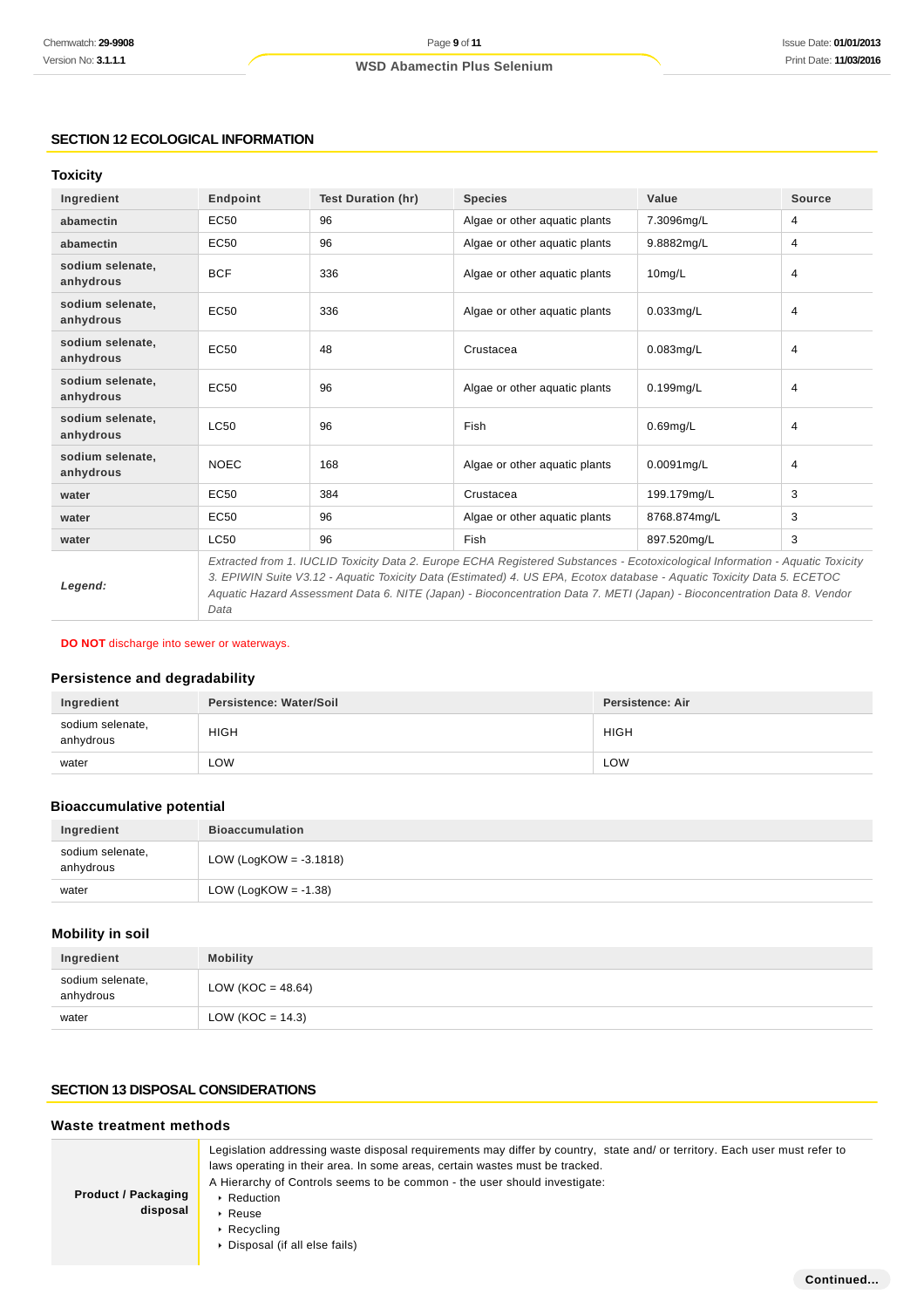## SECTION 12 ECOLOGICAL INFORMATION

### Toxicity

| Ingredient | Endpoint | Test Duration (hr) | Species | Value | Source |
|---|---|---|---|---|---|
| abamectin | EC50 | 96 | Algae or other aquatic plants | 7.3096mg/L | 4 |
| abamectin | EC50 | 96 | Algae or other aquatic plants | 9.8882mg/L | 4 |
| sodium selenate, anhydrous | BCF | 336 | Algae or other aquatic plants | 10mg/L | 4 |
| sodium selenate, anhydrous | EC50 | 336 | Algae or other aquatic plants | 0.033mg/L | 4 |
| sodium selenate, anhydrous | EC50 | 48 | Crustacea | 0.083mg/L | 4 |
| sodium selenate, anhydrous | EC50 | 96 | Algae or other aquatic plants | 0.199mg/L | 4 |
| sodium selenate, anhydrous | LC50 | 96 | Fish | 0.69mg/L | 4 |
| sodium selenate, anhydrous | NOEC | 168 | Algae or other aquatic plants | 0.0091mg/L | 4 |
| water | EC50 | 384 | Crustacea | 199.179mg/L | 3 |
| water | EC50 | 96 | Algae or other aquatic plants | 8768.874mg/L | 3 |
| water | LC50 | 96 | Fish | 897.520mg/L | 3 |
| *Legend:* | *Extracted from 1. IUCLID Toxicity Data 2. Europe ECHA Registered Substances - Ecotoxicological Information - Aquatic Toxicity 3. EPIWIN Suite V3.12 - Aquatic Toxicity Data (Estimated) 4. US EPA, Ecotox database - Aquatic Toxicity Data 5. ECETOC Aquatic Hazard Assessment Data 6. NITE (Japan) - Bioconcentration Data 7. METI (Japan) - Bioconcentration Data 8. Vendor Data* | | | | |

**DO NOT** discharge into sewer or waterways.

### Persistence and degradability

| Ingredient | Persistence: Water/Soil | Persistence: Air |
|---|---|---|
| sodium selenate, anhydrous | HIGH | HIGH |
| water | LOW | LOW |

### Bioaccumulative potential

| Ingredient | Bioaccumulation |
|---|---|
| sodium selenate, anhydrous | LOW (LogKOW = -3.1818) |
| water | LOW (LogKOW = -1.38) |

### Mobility in soil

| Ingredient | Mobility |
|---|---|
| sodium selenate, anhydrous | LOW (KOC = 48.64) |
| water | LOW (KOC = 14.3) |

## SECTION 13 DISPOSAL CONSIDERATIONS

### Waste treatment methods

| | |
|---|---|
| **Product / Packaging disposal** | Legislation addressing waste disposal requirements may differ by country, state and/ or territory. Each user must refer to laws operating in their area. In some areas, certain wastes must be tracked.<br>A Hierarchy of Controls seems to be common - the user should investigate:<br>- Reduction<br>- Reuse<br>- Recycling<br>- Disposal (if all else fails) |

**Continued...**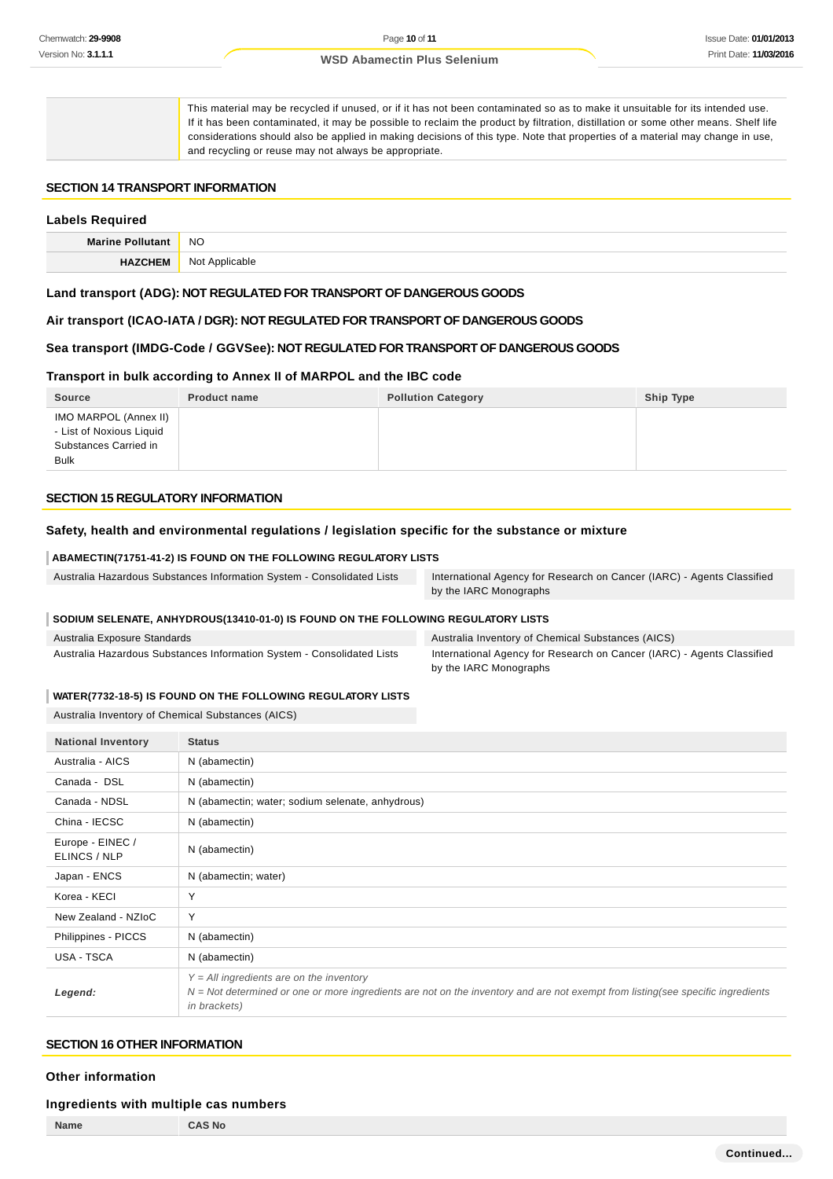| | |
|---|---|
| | This material may be recycled if unused, or if it has not been contaminated so as to make it unsuitable for its intended use. If it has been contaminated, it may be possible to reclaim the product by filtration, distillation or some other means. Shelf life considerations should also be applied in making decisions of this type. Note that properties of a material may change in use, and recycling or reuse may not always be appropriate. |

## SECTION 14 TRANSPORT INFORMATION

### Labels Required

| | |
|---|---|
| **Marine Pollutant** | NO |
| **HAZCHEM** | Not Applicable |

**Land transport (ADG): NOT REGULATED FOR TRANSPORT OF DANGEROUS GOODS**

**Air transport (ICAO-IATA / DGR): NOT REGULATED FOR TRANSPORT OF DANGEROUS GOODS**

**Sea transport (IMDG-Code / GGVSee): NOT REGULATED FOR TRANSPORT OF DANGEROUS GOODS**

### Transport in bulk according to Annex II of MARPOL and the IBC code

| Source | Product name | Pollution Category | Ship Type |
|---|---|---|---|
| IMO MARPOL (Annex II) - List of Noxious Liquid Substances Carried in Bulk | | | |

## SECTION 15 REGULATORY INFORMATION

### Safety, health and environmental regulations / legislation specific for the substance or mixture

**ABAMECTIN(71751-41-2) IS FOUND ON THE FOLLOWING REGULATORY LISTS**

| | |
|---|---|
| Australia Hazardous Substances Information System - Consolidated Lists | International Agency for Research on Cancer (IARC) - Agents Classified by the IARC Monographs |

**SODIUM SELENATE, ANHYDROUS(13410-01-0) IS FOUND ON THE FOLLOWING REGULATORY LISTS**

| | |
|---|---|
| Australia Exposure Standards | Australia Inventory of Chemical Substances (AICS) |
| Australia Hazardous Substances Information System - Consolidated Lists | International Agency for Research on Cancer (IARC) - Agents Classified by the IARC Monographs |

**WATER(7732-18-5) IS FOUND ON THE FOLLOWING REGULATORY LISTS**

| |
|---|
| Australia Inventory of Chemical Substances (AICS) |

| National Inventory | Status |
|---|---|
| Australia - AICS | N (abamectin) |
| Canada - DSL | N (abamectin) |
| Canada - NDSL | N (abamectin; water; sodium selenate, anhydrous) |
| China - IECSC | N (abamectin) |
| Europe - EINEC / ELINCS / NLP | N (abamectin) |
| Japan - ENCS | N (abamectin; water) |
| Korea - KECI | Y |
| New Zealand - NZIoC | Y |
| Philippines - PICCS | N (abamectin) |
| USA - TSCA | N (abamectin) |
| ***Legend:*** | *Y = All ingredients are on the inventory*<br>*N = Not determined or one or more ingredients are not on the inventory and are not exempt from listing(see specific ingredients in brackets)* |

## SECTION 16 OTHER INFORMATION

### Other information

### Ingredients with multiple cas numbers

| Name | CAS No |
|---|---|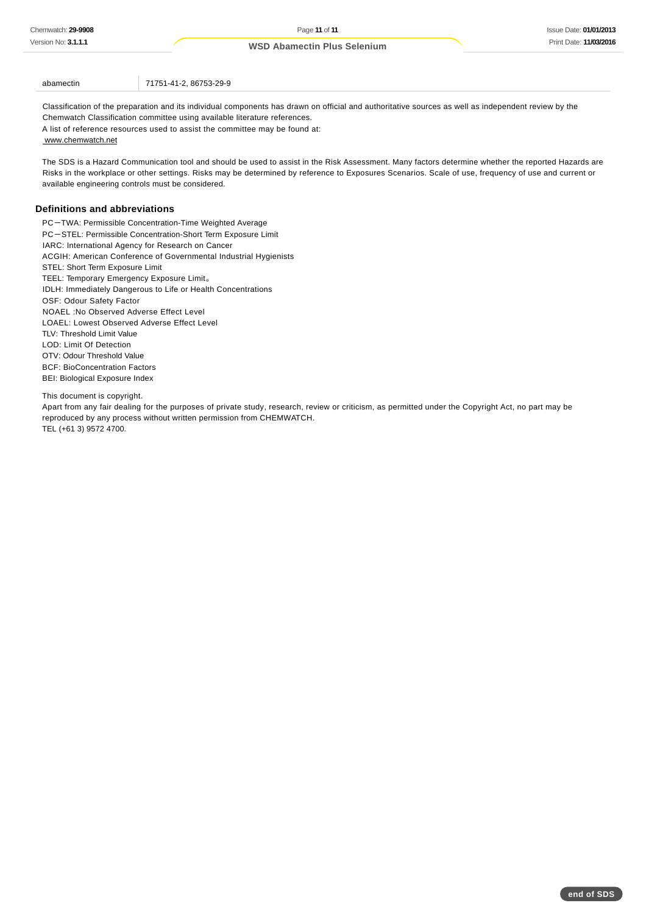| | |
|---|---|
| abamectin | 71751-41-2, 86753-29-9 |

Classification of the preparation and its individual components has drawn on official and authoritative sources as well as independent review by the Chemwatch Classification committee using available literature references.
A list of reference resources used to assist the committee may be found at:
www.chemwatch.net

The SDS is a Hazard Communication tool and should be used to assist in the Risk Assessment. Many factors determine whether the reported Hazards are Risks in the workplace or other settings. Risks may be determined by reference to Exposures Scenarios. Scale of use, frequency of use and current or available engineering controls must be considered.

## Definitions and abbreviations

PC－TWA: Permissible Concentration-Time Weighted Average
PC－STEL: Permissible Concentration-Short Term Exposure Limit
IARC: International Agency for Research on Cancer
ACGIH: American Conference of Governmental Industrial Hygienists
STEL: Short Term Exposure Limit
TEEL: Temporary Emergency Exposure Limit。
IDLH: Immediately Dangerous to Life or Health Concentrations
OSF: Odour Safety Factor
NOAEL :No Observed Adverse Effect Level
LOAEL: Lowest Observed Adverse Effect Level
TLV: Threshold Limit Value
LOD: Limit Of Detection
OTV: Odour Threshold Value
BCF: BioConcentration Factors
BEI: Biological Exposure Index

This document is copyright.
Apart from any fair dealing for the purposes of private study, research, review or criticism, as permitted under the Copyright Act, no part may be reproduced by any process without written permission from CHEMWATCH.
TEL (+61 3) 9572 4700.

end of SDS